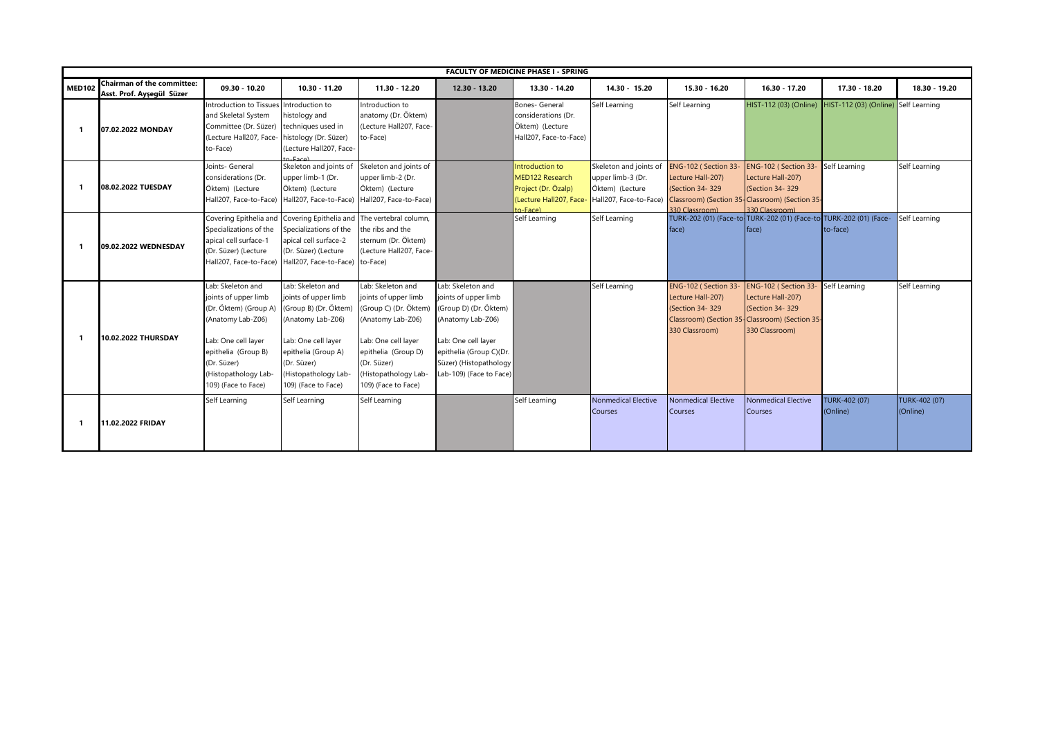| FACULTY OF MEDICINE PHASE I - SPRING | | | | | | | | | | | |
|---|---|---|---|---|---|---|---|---|---|---|---|
| **MED102** | **Chairman of the committee: Asst. Prof. Ayşegül Süzer** | **09.30 - 10.20** | **10.30 - 11.20** | **11.30 - 12.20** | **12.30 - 13.20** | **13.30 - 14.20** | **14.30 - 15.20** | **15.30 - 16.20** | **16.30 - 17.20** | **17.30 - 18.20** | **18.30 - 19.20** |
| **1** | **07.02.2022 MONDAY** | Introduction to Tissues and Skeletal System Committee (Dr. Süzer) (Lecture Hall207, Face-to-Face) | Introduction to histology and techniques used in histology (Dr. Süzer) (Lecture Hall207, Face-to-Face) | Introduction to anatomy (Dr. Öktem) (Lecture Hall207, Face-to-Face) | | Bones- General considerations (Dr. Öktem) (Lecture Hall207, Face-to-Face) | Self Learning | Self Learning | HIST-112 (03) (Online) | HIST-112 (03) (Online) | Self Learning |
| **1** | **08.02.2022 TUESDAY** | Joints- General considerations (Dr. Öktem) (Lecture Hall207, Face-to-Face) | Skeleton and joints of upper limb-1 (Dr. Öktem) (Lecture Hall207, Face-to-Face) | Skeleton and joints of upper limb-2 (Dr. Öktem) (Lecture Hall207, Face-to-Face) | | Introduction to MED122 Research Project (Dr. Özalp) (Lecture Hall207, Face-to-Face) | Skeleton and joints of upper limb-3 (Dr. Öktem) (Lecture Hall207, Face-to-Face) | ENG-102 ( Section 33- Lecture Hall-207) (Section 34- 329 Classroom) (Section 35-330 Classroom) | ENG-102 ( Section 33- Lecture Hall-207) (Section 34- 329 Classroom) (Section 35-330 Classroom) | Self Learning | Self Learning |
| **1** | **09.02.2022 WEDNESDAY** | Covering Epithelia and Specializations of the apical cell surface-1 (Dr. Süzer) (Lecture Hall207, Face-to-Face) | Covering Epithelia and Specializations of the apical cell surface-2 (Dr. Süzer) (Lecture Hall207, Face-to-Face) | The vertebral column, the ribs and the sternum (Dr. Öktem) (Lecture Hall207, Face-to-Face) | | Self Learning | Self Learning | TURK-202 (01) (Face-to-face) | TURK-202 (01) (Face-to-face) | TURK-202 (01) (Face-to-face) | Self Learning |
| **1** | **10.02.2022 THURSDAY** | Lab: Skeleton and joints of upper limb (Dr. Öktem) (Group A) (Anatomy Lab-Z06) Lab: One cell layer epithelia (Group B) (Dr. Süzer) (Histopathology Lab-109) (Face to Face) | Lab: Skeleton and joints of upper limb (Group B) (Dr. Öktem) (Anatomy Lab-Z06) Lab: One cell layer epithelia (Group A) (Dr. Süzer) (Histopathology Lab-109) (Face to Face) | Lab: Skeleton and joints of upper limb (Group C) (Dr. Öktem) (Anatomy Lab-Z06) Lab: One cell layer epithelia (Group D) (Dr. Süzer) (Histopathology Lab-109) (Face to Face) | Lab: Skeleton and joints of upper limb (Group D) (Dr. Öktem) (Anatomy Lab-Z06) Lab: One cell layer epithelia (Group C)(Dr. Süzer) (Histopathology Lab-109) (Face to Face) | | Self Learning | ENG-102 ( Section 33- Lecture Hall-207) (Section 34- 329 Classroom) (Section 35-330 Classroom) | ENG-102 ( Section 33- Lecture Hall-207) (Section 34- 329 Classroom) (Section 35-330 Classroom) | Self Learning | Self Learning |
| **1** | **11.02.2022 FRIDAY** | Self Learning | Self Learning | Self Learning | | Self Learning | Nonmedical Elective Courses | Nonmedical Elective Courses | Nonmedical Elective Courses | TURK-402 (07) (Online) | TURK-402 (07) (Online) |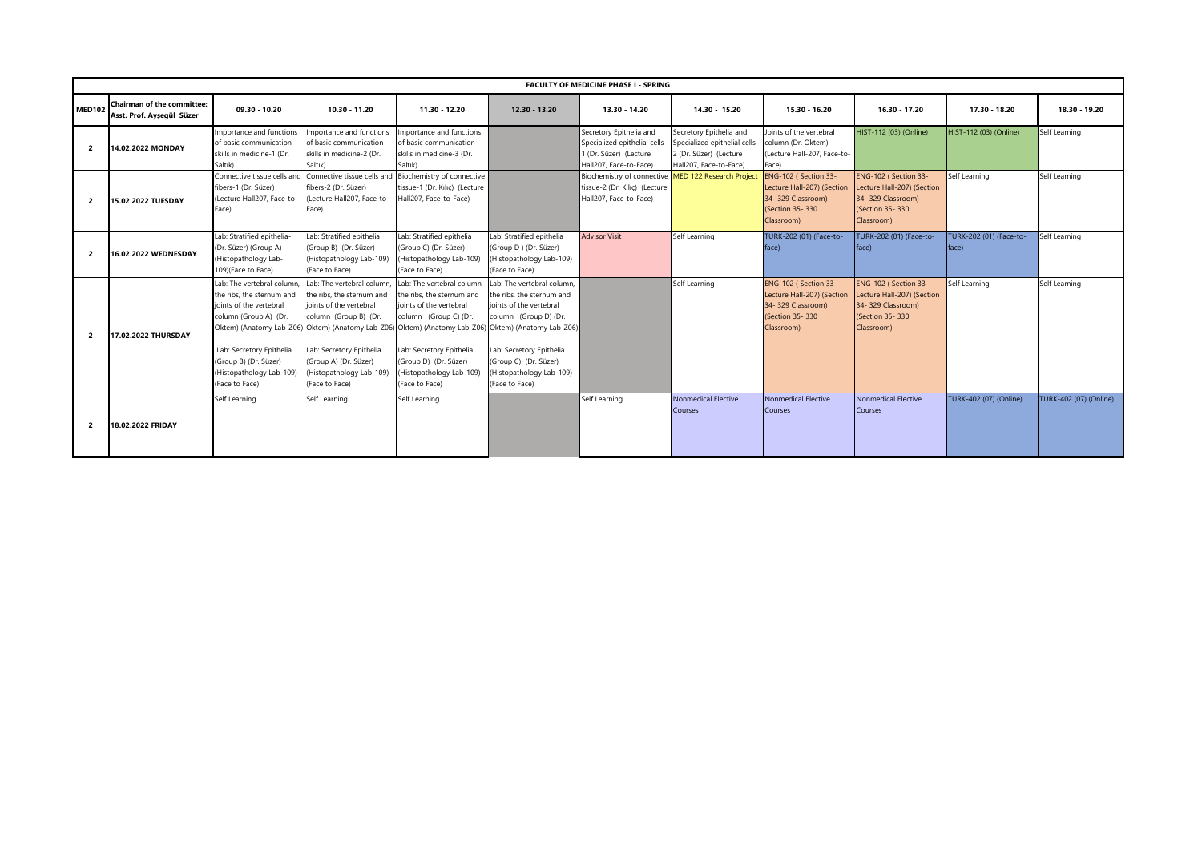| FACULTY OF MEDICINE PHASE I - SPRING | | | | | | | | | | | |
|---|---|---|---|---|---|---|---|---|---|---|---|
| **MED102** | **Chairman of the committee: Asst. Prof. Ayşegül Süzer** | **09.30 - 10.20** | **10.30 - 11.20** | **11.30 - 12.20** | **12.30 - 13.20** | **13.30 - 14.20** | **14.30 - 15.20** | **15.30 - 16.20** | **16.30 - 17.20** | **17.30 - 18.20** | **18.30 - 19.20** |
| **2** | **14.02.2022 MONDAY** | Importance and functions of basic communication skills in medicine-1 (Dr. Saltık) | Importance and functions of basic communication skills in medicine-2 (Dr. Saltık) | Importance and functions of basic communication skills in medicine-3 (Dr. Saltık) | | Secretory Epithelia and Specialized epithelial cells-1 (Dr. Süzer) (Lecture Hall207, Face-to-Face) | Secretory Epithelia and Specialized epithelial cells-2 (Dr. Süzer) (Lecture Hall207, Face-to-Face) | Joints of the vertebral column (Dr. Öktem) (Lecture Hall-207, Face-to-Face) | HIST-112 (03) (Online) | HIST-112 (03) (Online) | Self Learning |
| **2** | **15.02.2022 TUESDAY** | Connective tissue cells and fibers-1 (Dr. Süzer) (Lecture Hall207, Face-to-Face) | Connective tissue cells and fibers-2 (Dr. Süzer) (Lecture Hall207, Face-to-Face) | Biochemistry of connective tissue-1 (Dr. Kılıç) (Lecture Hall207, Face-to-Face) | | Biochemistry of connective tissue-2 (Dr. Kılıç) (Lecture Hall207, Face-to-Face) | MED 122 Research Project | ENG-102 ( Section 33- Lecture Hall-207) (Section 34- 329 Classroom) (Section 35- 330 Classroom) | ENG-102 ( Section 33- Lecture Hall-207) (Section 34- 329 Classroom) (Section 35- 330 Classroom) | Self Learning | Self Learning |
| **2** | **16.02.2022 WEDNESDAY** | Lab: Stratified epithelia- (Dr. Süzer) (Group A) (Histopathology Lab-109)(Face to Face) | Lab: Stratified epithelia (Group B) (Dr. Süzer) (Histopathology Lab-109) (Face to Face) | Lab: Stratified epithelia (Group C) (Dr. Süzer) (Histopathology Lab-109) (Face to Face) | Lab: Stratified epithelia (Group D ) (Dr. Süzer) (Histopathology Lab-109) (Face to Face) | Advisor Visit | Self Learning | TURK-202 (01) (Face-to-face) | TURK-202 (01) (Face-to-face) | TURK-202 (01) (Face-to-face) | Self Learning |
| **2** | **17.02.2022 THURSDAY** | Lab: The vertebral column, the ribs, the sternum and joints of the vertebral column (Group A) (Dr. Öktem) (Anatomy Lab-Z06) Lab: Secretory Epithelia (Group B) (Dr. Süzer) (Histopathology Lab-109) (Face to Face) | Lab: The vertebral column, the ribs, the sternum and joints of the vertebral column (Group B) (Dr. Öktem) (Anatomy Lab-Z06) Lab: Secretory Epithelia (Group A) (Dr. Süzer) (Histopathology Lab-109) (Face to Face) | Lab: The vertebral column, the ribs, the sternum and joints of the vertebral column (Group C) (Dr. Öktem) (Anatomy Lab-Z06) Lab: Secretory Epithelia (Group D) (Dr. Süzer) (Histopathology Lab-109) (Face to Face) | Lab: The vertebral column, the ribs, the sternum and joints of the vertebral column (Group D) (Dr. Öktem) (Anatomy Lab-Z06) Lab: Secretory Epithelia (Group C) (Dr. Süzer) (Histopathology Lab-109) (Face to Face) | | Self Learning | ENG-102 ( Section 33- Lecture Hall-207) (Section 34- 329 Classroom) (Section 35- 330 Classroom) | ENG-102 ( Section 33- Lecture Hall-207) (Section 34- 329 Classroom) (Section 35- 330 Classroom) | Self Learning | Self Learning |
| **2** | **18.02.2022 FRIDAY** | Self Learning | Self Learning | Self Learning | | Self Learning | Nonmedical Elective Courses | Nonmedical Elective Courses | Nonmedical Elective Courses | TURK-402 (07) (Online) | TURK-402 (07) (Online) |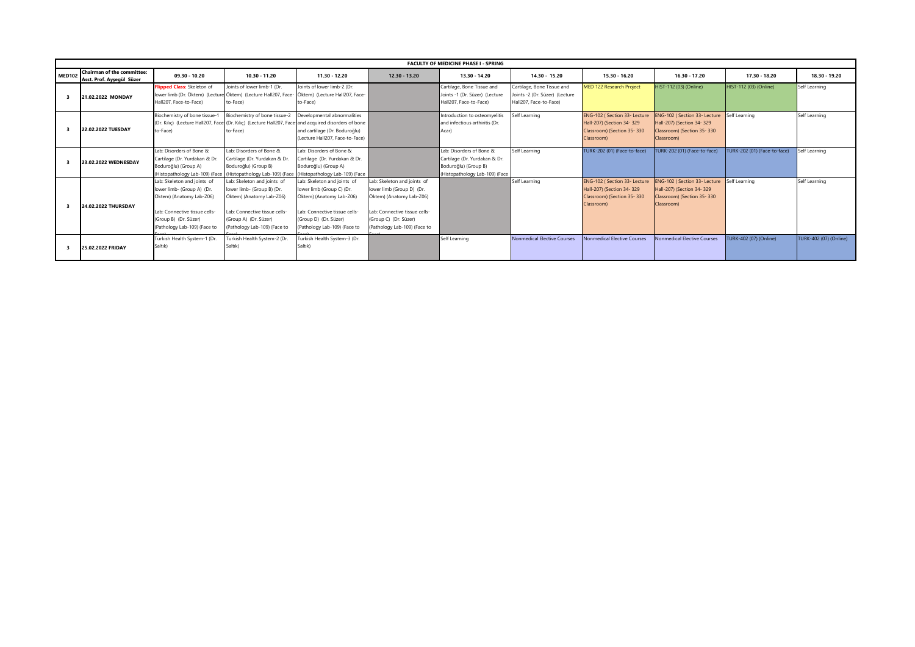| FACULTY OF MEDICINE PHASE I - SPRING | | | | | | | | | | | | |
|---|---|---|---|---|---|---|---|---|---|---|---|---|
| MED102 | Chairman of the committee: Asst. Prof. Ayşegül Süzer | 09.30 - 10.20 | 10.30 - 11.20 | 11.30 - 12.20 | 12.30 - 13.20 | 13.30 - 14.20 | 14.30 - 15.20 | 15.30 - 16.20 | 16.30 - 17.20 | 17.30 - 18.20 | 18.30 - 19.20 |
| 3 | 21.02.2022 MONDAY | Flipped Class: Skeleton of lower limb (Dr. Öktem) (Lecture Hall207, Face-to-Face) | Joints of lower limb-1 (Dr. Öktem) (Lecture Hall207, Face-to-Face) | Joints of lower limb-2 (Dr. Öktem) (Lecture Hall207, Face-to-Face) | | Cartilage, Bone Tissue and Joints -1 (Dr. Süzer) (Lecture Hall207, Face-to-Face) | Cartilage, Bone Tissue and Joints -2 (Dr. Süzer) (Lecture Hall207, Face-to-Face) | MED 122 Research Project | HIST-112 (03) (Online) | HIST-112 (03) (Online) | Self Learning |
| 3 | 22.02.2022 TUESDAY | Biochemistry of bone tissue-1 (Dr. Kılıç) (Lecture Hall207, Face-to-Face) | Biochemistry of bone tissue-2 (Dr. Kılıç) (Lecture Hall207, Face-to-Face) | Developmental abnormalities and acquired disorders of bone and cartilage (Dr. Boduroğlu) (Lecture Hall207, Face-to-Face) | | Introduction to osteomyelitis and infectious arthiritis (Dr. Acar) | Self Learning | ENG-102 ( Section 33- Lecture Hall-207) (Section 34- 329 Classroom) (Section 35- 330 Classroom) | ENG-102 ( Section 33- Lecture Hall-207) (Section 34- 329 Classroom) (Section 35- 330 Classroom) | Self Learning | Self Learning |
| 3 | 23.02.2022 WEDNESDAY | Lab: Disorders of Bone & Cartilage (Dr. Yurdakan & Dr. Boduroğlu) (Group A) (Histopathology Lab-109) (Face | Lab: Disorders of Bone & Cartilage (Dr. Yurdakan & Dr. Boduroğlu) (Group B) (Histopathology Lab-109) (Face | Lab: Disorders of Bone & Cartilage (Dr. Yurdakan & Dr. Boduroğlu) (Group A) (Histopathology Lab-109) (Face | | Lab: Disorders of Bone & Cartilage (Dr. Yurdakan & Dr. Boduroğlu) (Group B) (Histopathology Lab-109) (Face | Self Learning | TURK-202 (01) (Face-to-face) | TURK-202 (01) (Face-to-face) | TURK-202 (01) (Face-to-face) | Self Learning |
| 3 | 24.02.2022 THURSDAY | Lab: Skeleton and joints of lower limb- (Group A) (Dr. Öktem) (Anatomy Lab-Z06)<br><br>Lab: Connective tissue cells- (Group B) (Dr. Süzer) (Pathology Lab-109) (Face to Face) | Lab: Skeleton and joints of lower limb- (Group B) (Dr. Öktem) (Anatomy Lab-Z06)<br><br>Lab: Connective tissue cells- (Group A) (Dr. Süzer) (Pathology Lab-109) (Face to Face) | Lab: Skeleton and joints of lower limb (Group C) (Dr. Öktem) (Anatomy Lab-Z06)<br><br>Lab: Connective tissue cells- (Group D) (Dr. Süzer) (Pathology Lab-109) (Face to Face) | Lab: Skeleton and joints of lower limb (Group D) (Dr. Öktem) (Anatomy Lab-Z06)<br><br>Lab: Connective tissue cells- (Group C) (Dr. Süzer) (Pathology Lab-109) (Face to Face) | | Self Learning | ENG-102 ( Section 33- Lecture Hall-207) (Section 34- 329 Classroom) (Section 35- 330 Classroom) | ENG-102 ( Section 33- Lecture Hall-207) (Section 34- 329 Classroom) (Section 35- 330 Classroom) | Self Learning | Self Learning |
| 3 | 25.02.2022 FRIDAY | Turkish Health System-1 (Dr. Saltık) | Turkish Health System-2 (Dr. Saltık) | Turkish Health System-3 (Dr. Saltık) | | Self Learning | Nonmedical Elective Courses | Nonmedical Elective Courses | Nonmedical Elective Courses | TURK-402 (07) (Online) | TURK-402 (07) (Online) |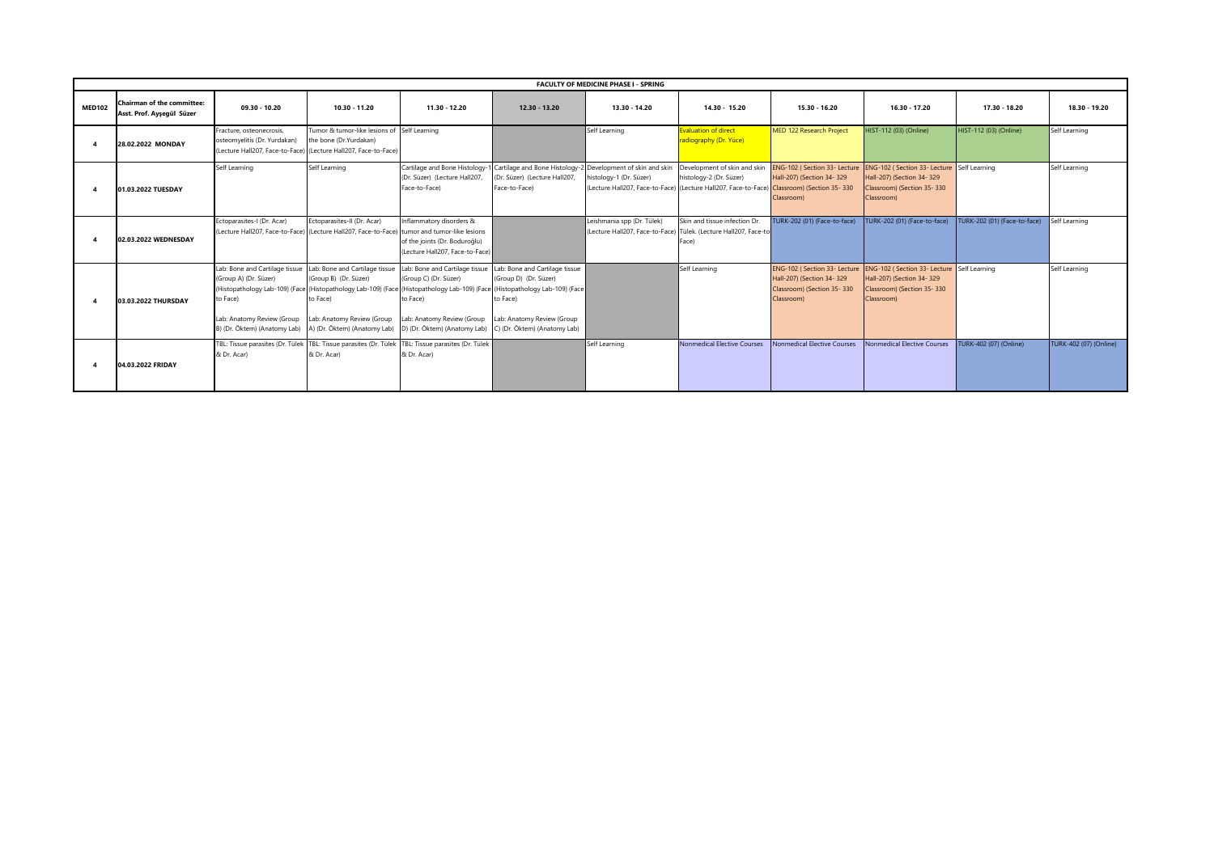| FACULTY OF MEDICINE PHASE I - SPRING | | | | | | | | | | | |
|---|---|---|---|---|---|---|---|---|---|---|---|
| MED102 | Chairman of the committee: Asst. Prof. Ayşegül Süzer | 09.30 - 10.20 | 10.30 - 11.20 | 11.30 - 12.20 | 12.30 - 13.20 | 13.30 - 14.20 | 14.30 - 15.20 | 15.30 - 16.20 | 16.30 - 17.20 | 17.30 - 18.20 | 18.30 - 19.20 |
| 4 | 28.02.2022 MONDAY | Fracture, osteonecrosis, osteomyelitis (Dr. Yurdakan) (Lecture Hall207, Face-to-Face) | Tumor & tumor-like lesions of the bone (Dr.Yurdakan) (Lecture Hall207, Face-to-Face) | Self Learning | | Self Learning | Evaluation of direct radiography (Dr. Yüce) | MED 122 Research Project | HIST-112 (03) (Online) | HIST-112 (03) (Online) | Self Learning |
| 4 | 01.03.2022 TUESDAY | Self Learning | Self Learning | Cartilage and Bone Histology-1 (Dr. Süzer) (Lecture Hall207, Face-to-Face) | Cartilage and Bone Histology-2 (Dr. Süzer) (Lecture Hall207, Face-to-Face) | Development of skin and skin histology-1 (Dr. Süzer) (Lecture Hall207, Face-to-Face) | Development of skin and skin histology-2 (Dr. Süzer) (Lecture Hall207, Face-to-Face) | ENG-102 ( Section 33- Lecture Hall-207) (Section 34- 329 Classroom) (Section 35- 330 Classroom) | ENG-102 ( Section 33- Lecture Hall-207) (Section 34- 329 Classroom) (Section 35- 330 Classroom) | Self Learning | Self Learning |
| 4 | 02.03.2022 WEDNESDAY | Ectoparasites-I (Dr. Acar) (Lecture Hall207, Face-to-Face) | Ectoparasites-II (Dr. Acar) (Lecture Hall207, Face-to-Face) | Inflammatory disorders & tumor and tumor-like lesions of the joints (Dr. Boduroğlu) (Lecture Hall207, Face-to-Face) | | Leishmania spp (Dr. Tülek) (Lecture Hall207, Face-to-Face) | Skin and tissue infection Dr. Tülek. (Lecture Hall207, Face-to Face) | TURK-202 (01) (Face-to-face) | TURK-202 (01) (Face-to-face) | TURK-202 (01) (Face-to-face) | Self Learning |
| 4 | 03.03.2022 THURSDAY | Lab: Bone and Cartilage tissue (Group A) (Dr. Süzer) (Histopathology Lab-109) (Face to Face)<br><br>Lab: Anatomy Review (Group B) (Dr. Öktem) (Anatomy Lab) | Lab: Bone and Cartilage tissue (Group B) (Dr. Süzer) (Histopathology Lab-109) (Face to Face)<br><br>Lab: Anatomy Review (Group A) (Dr. Öktem) (Anatomy Lab) | Lab: Bone and Cartilage tissue (Group C) (Dr. Süzer) (Histopathology Lab-109) (Face to Face)<br><br>Lab: Anatomy Review (Group D) (Dr. Öktem) (Anatomy Lab) | Lab: Bone and Cartilage tissue (Group D) (Dr. Süzer) (Histopathology Lab-109) (Face to Face)<br><br>Lab: Anatomy Review (Group C) (Dr. Öktem) (Anatomy Lab) | | Self Learning | ENG-102 ( Section 33- Lecture Hall-207) (Section 34- 329 Classroom) (Section 35- 330 Classroom) | ENG-102 ( Section 33- Lecture Hall-207) (Section 34- 329 Classroom) (Section 35- 330 Classroom) | Self Learning | Self Learning |
| 4 | 04.03.2022 FRIDAY | TBL: Tissue parasites (Dr. Tülek & Dr. Acar) | TBL: Tissue parasites (Dr. Tülek & Dr. Acar) | TBL: Tissue parasites (Dr. Tülek & Dr. Acar) | | Self Learning | Nonmedical Elective Courses | Nonmedical Elective Courses | Nonmedical Elective Courses | TURK-402 (07) (Online) | TURK-402 (07) (Online) |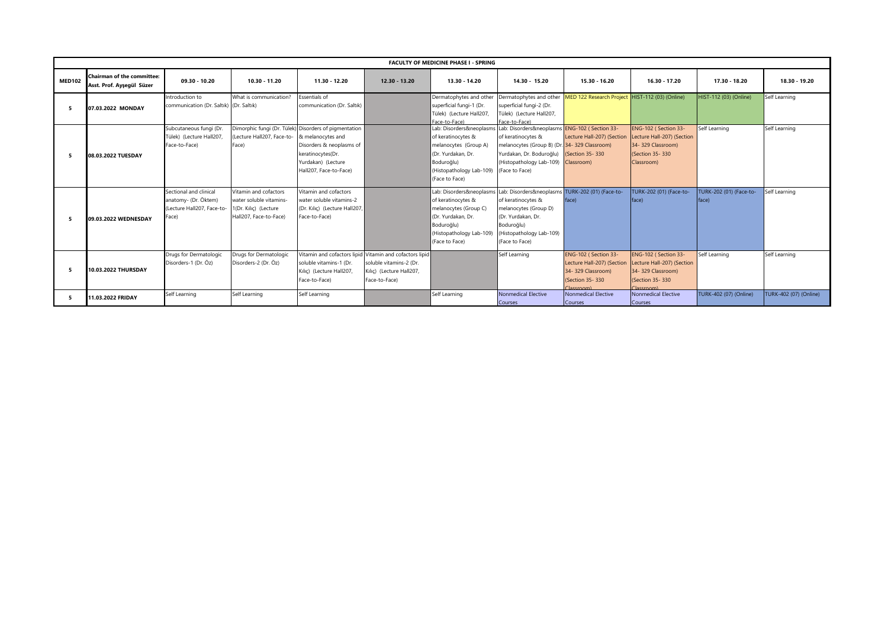| FACULTY OF MEDICINE PHASE I - SPRING | | | | | | | | | | | | |
|---|---|---|---|---|---|---|---|---|---|---|---|---|
| **MED102** | **Chairman of the committee: Asst. Prof. Ayşegül Süzer** | **09.30 - 10.20** | **10.30 - 11.20** | **11.30 - 12.20** | **12.30 - 13.20** | **13.30 - 14.20** | **14.30 - 15.20** | **15.30 - 16.20** | **16.30 - 17.20** | **17.30 - 18.20** | **18.30 - 19.20** |
| **5** | **07.03.2022 MONDAY** | Introduction to communication (Dr. Saltık) | What is communication? (Dr. Saltık) | Essentials of communication (Dr. Saltık) | | Dermatophytes and other superficial fungi-1 (Dr. Tülek) (Lecture Hall207, Face-to-Face) | Dermatophytes and other superficial fungi-2 (Dr. Tülek) (Lecture Hall207, Face-to-Face) | MED 122 Research Project | HIST-112 (03) (Online) | HIST-112 (03) (Online) | Self Learning |
| **5** | **08.03.2022 TUESDAY** | Subcutaneous fungi (Dr. Tülek) (Lecture Hall207, Face-to-Face) | Dimorphic fungi (Dr. Tülek) (Lecture Hall207, Face-to-Face) | Disorders of pigmentation & melanocytes and Disorders & neoplasms of keratinocytes(Dr. Yurdakan) (Lecture Hall207, Face-to-Face) | | Lab: Disorders&neoplasms of keratinocytes & melanocytes (Group A) (Dr. Yurdakan, Dr. Boduroğlu) (Histopathology Lab-109) (Face to Face) | Lab: Disorders&neoplasms of keratinocytes & melanocytes (Group B) (Dr. Yurdakan, Dr. Boduroğlu) (Histopathology Lab-109) (Face to Face) | ENG-102 ( Section 33- Lecture Hall-207) (Section 34- 329 Classroom) (Section 35- 330 Classroom) | ENG-102 ( Section 33- Lecture Hall-207) (Section 34- 329 Classroom) (Section 35- 330 Classroom) | Self Learning | Self Learning |
| **5** | **09.03.2022 WEDNESDAY** | Sectional and clinical anatomy- (Dr. Öktem) (Lecture Hall207, Face-to-Face) | Vitamin and cofactors water soluble vitamins-1(Dr. Kılıç) (Lecture Hall207, Face-to-Face) | Vitamin and cofactors water soluble vitamins-2 (Dr. Kılıç) (Lecture Hall207, Face-to-Face) | | Lab: Disorders&neoplasms of keratinocytes & melanocytes (Group C) (Dr. Yurdakan, Dr. Boduroğlu) (Histopathology Lab-109) (Face to Face) | Lab: Disorders&neoplasms of keratinocytes & melanocytes (Group D) (Dr. Yurdakan, Dr. Boduroğlu) (Histopathology Lab-109) (Face to Face) | TURK-202 (01) (Face-to-face) | TURK-202 (01) (Face-to-face) | TURK-202 (01) (Face-to-face) | Self Learning |
| **5** | **10.03.2022 THURSDAY** | Drugs for Dermatologic Disorders-1 (Dr. Öz) | Drugs for Dermatologic Disorders-2 (Dr. Öz) | Vitamin and cofactors lipid soluble vitamins-1 (Dr. Kılıç) (Lecture Hall207, Face-to-Face) | Vitamin and cofactors lipid soluble vitamins-2 (Dr. Kılıç) (Lecture Hall207, Face-to-Face) | | Self Learning | ENG-102 ( Section 33- Lecture Hall-207) (Section 34- 329 Classroom) (Section 35- 330 Classroom) | ENG-102 ( Section 33- Lecture Hall-207) (Section 34- 329 Classroom) (Section 35- 330 Classroom) | Self Learning | Self Learning |
| **5** | **11.03.2022 FRIDAY** | Self Learning | Self Learning | Self Learning | | Self Learning | Nonmedical Elective Courses | Nonmedical Elective Courses | Nonmedical Elective Courses | TURK-402 (07) (Online) | TURK-402 (07) (Online) |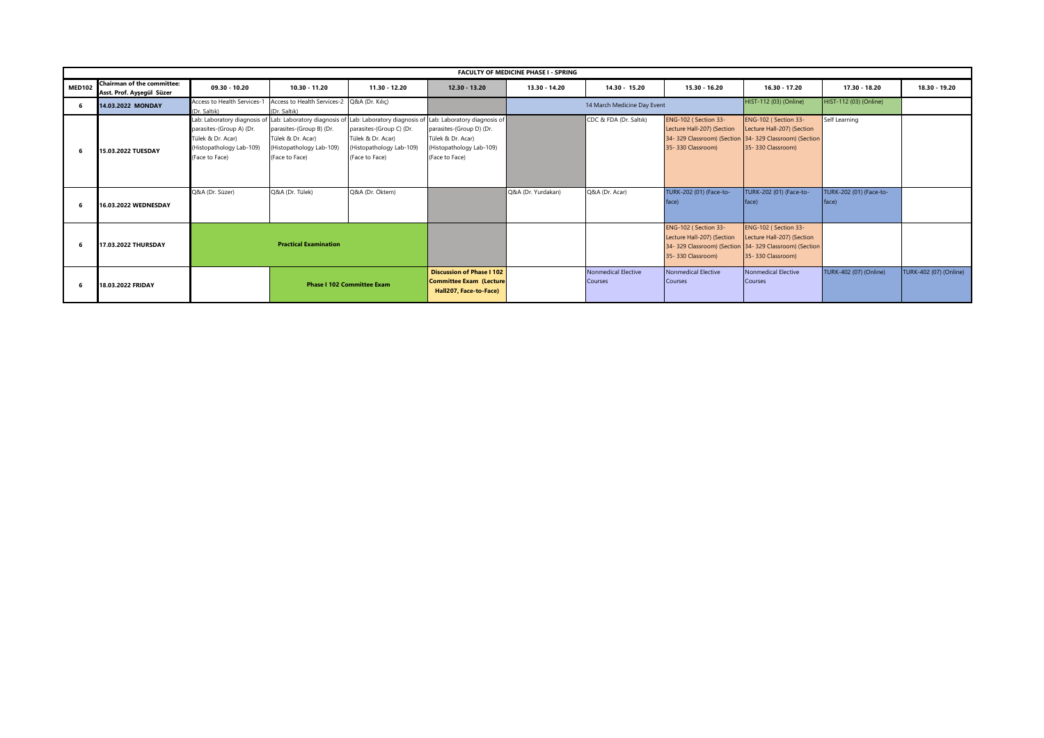| FACULTY OF MEDICINE PHASE I - SPRING | | | | | | | | | | | |
|---|---|---|---|---|---|---|---|---|---|---|---|
| **MED102** | **Chairman of the committee: Asst. Prof. Ayşegül Süzer** | **09.30 - 10.20** | **10.30 - 11.20** | **11.30 - 12.20** | **12.30 - 13.20** | **13.30 - 14.20** | **14.30 - 15.20** | **15.30 - 16.20** | **16.30 - 17.20** | **17.30 - 18.20** | **18.30 - 19.20** |
| **6** | **14.03.2022 MONDAY** | Access to Health Services-1 (Dr. Saltık) | Access to Health Services-2 (Dr. Saltık) | Q&A (Dr. Kılıç) | | 14 March Medicine Day Event | | | HIST-112 (03) (Online) | HIST-112 (03) (Online) | |
| **6** | **15.03.2022 TUESDAY** | Lab: Laboratory diagnosis of parasites-(Group A) (Dr. Tülek & Dr. Acar) (Histopathology Lab-109) (Face to Face) | Lab: Laboratory diagnosis of parasites-(Group B) (Dr. Tülek & Dr. Acar) (Histopathology Lab-109) (Face to Face) | Lab: Laboratory diagnosis of parasites-(Group C) (Dr. Tülek & Dr. Acar) (Histopathology Lab-109) (Face to Face) | Lab: Laboratory diagnosis of parasites-(Group D) (Dr. Tülek & Dr. Acar) (Histopathology Lab-109) (Face to Face) | | CDC & FDA (Dr. Saltık) | ENG-102 ( Section 33- Lecture Hall-207) (Section 34- 329 Classroom) (Section 35- 330 Classroom) | ENG-102 ( Section 33- Lecture Hall-207) (Section 34- 329 Classroom) (Section 35- 330 Classroom) | Self Learning | |
| **6** | **16.03.2022 WEDNESDAY** | Q&A (Dr. Süzer) | Q&A (Dr. Tülek) | Q&A (Dr. Öktem) | | Q&A (Dr. Yurdakan) | Q&A (Dr. Acar) | TURK-202 (01) (Face-to-face) | TURK-202 (01) (Face-to-face) | TURK-202 (01) (Face-to-face) | |
| **6** | **17.03.2022 THURSDAY** | **Practical Examination** | | | | | | ENG-102 ( Section 33- Lecture Hall-207) (Section 34- 329 Classroom) (Section 35- 330 Classroom) | ENG-102 ( Section 33- Lecture Hall-207) (Section 34- 329 Classroom) (Section 35- 330 Classroom) | | |
| **6** | **18.03.2022 FRIDAY** | | **Phase I 102 Committee Exam** | | **Discussion of Phase I 102 Committee Exam (Lecture Hall207, Face-to-Face)** | | Nonmedical Elective Courses | Nonmedical Elective Courses | Nonmedical Elective Courses | TURK-402 (07) (Online) | TURK-402 (07) (Online) |